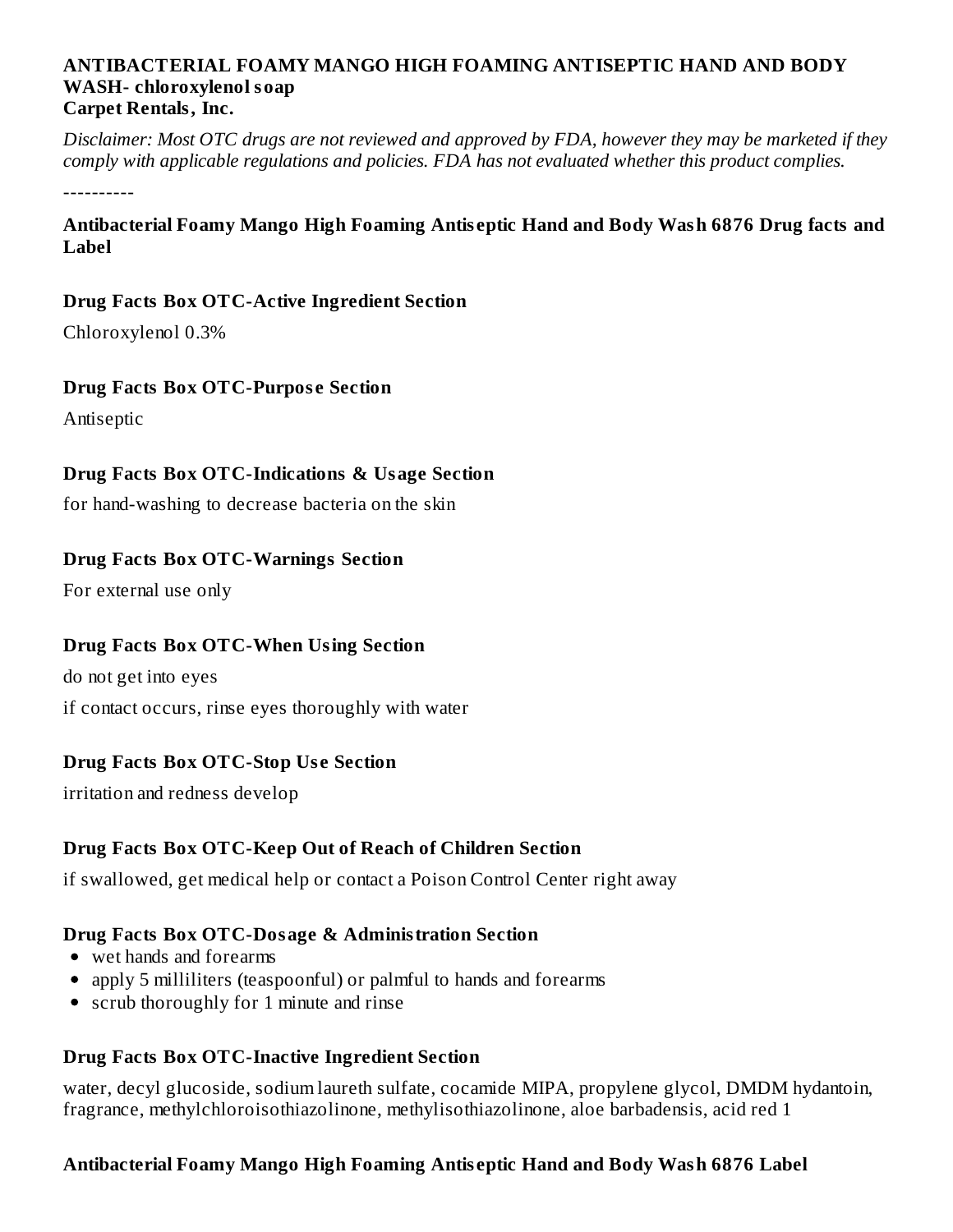# ANTIBACTERIAL FOAMY MANGO HIGH FOAMING ANTISEPTIC HAND AND BODY WASH- chloroxylenol soap

**Carpet Rentals, Inc.**

*Disclaimer: Most OTC drugs are not reviewed and approved by FDA, however they may be marketed if they comply with applicable regulations and policies. FDA has not evaluated whether this product complies.*

----------

## Antibacterial Foamy Mango High Foaming Antiseptic Hand and Body Wash 6876 Drug facts and Label

### Drug Facts Box OTC-Active Ingredient Section

Chloroxylenol 0.3%

### Drug Facts Box OTC-Purpose Section

Antiseptic

### Drug Facts Box OTC-Indications & Usage Section

for hand-washing to decrease bacteria on the skin

### Drug Facts Box OTC-Warnings Section

For external use only

### Drug Facts Box OTC-When Using Section

do not get into eyes

if contact occurs, rinse eyes thoroughly with water

### Drug Facts Box OTC-Stop Use Section

irritation and redness develop

### Drug Facts Box OTC-Keep Out of Reach of Children Section

if swallowed, get medical help or contact a Poison Control Center right away

### Drug Facts Box OTC-Dosage & Administration Section

- wet hands and forearms
- apply 5 milliliters (teaspoonful) or palmful to hands and forearms
- scrub thoroughly for 1 minute and rinse

### Drug Facts Box OTC-Inactive Ingredient Section

water, decyl glucoside, sodium laureth sulfate, cocamide MIPA, propylene glycol, DMDM hydantoin, fragrance, methylchloroisothiazolinone, methylisothiazolinone, aloe barbadensis, acid red 1

### Antibacterial Foamy Mango High Foaming Antiseptic Hand and Body Wash 6876 Label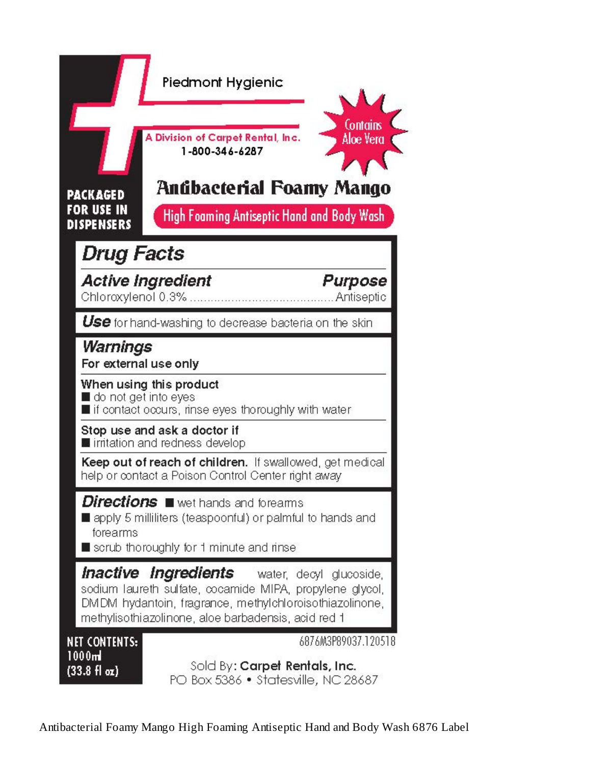Piedmont Hygienic

A Division of Carpet Rental, Inc.
1-800-346-6287

Contains Aloe Vera

PACKAGED FOR USE IN DISPENSERS

# Antibacterial Foamy Mango

High Foaming Antiseptic Hand and Body Wash

## Drug Facts

**Active Ingredient** — **Purpose**

Chloroxylenol 0.3% .......................................... Antiseptic

**Use** for hand-washing to decrease bacteria on the skin

**Warnings**

**For external use only**

**When using this product**

- do not get into eyes
- if contact occurs, rinse eyes thoroughly with water

**Stop use and ask a doctor if**

- irritation and redness develop

**Keep out of reach of children.** If swallowed, get medical help or contact a Poison Control Center right away

**Directions**

- wet hands and forearms
- apply 5 milliliters (teaspoonful) or palmful to hands and forearms
- scrub thoroughly for 1 minute and rinse

**Inactive Ingredients** water, decyl glucoside, sodium laureth sulfate, cocamide MIPA, propylene glycol, DMDM hydantoin, fragrance, methylchloroisothiazolinone, methylisothiazolinone, aloe barbadensis, acid red 1

NET CONTENTS: 1000ml (33.8 fl oz)

6876M3P89037.120518

Sold By: **Carpet Rentals, Inc.**
PO Box 5386 • Statesville, NC 28687

Antibacterial Foamy Mango High Foaming Antiseptic Hand and Body Wash 6876 Label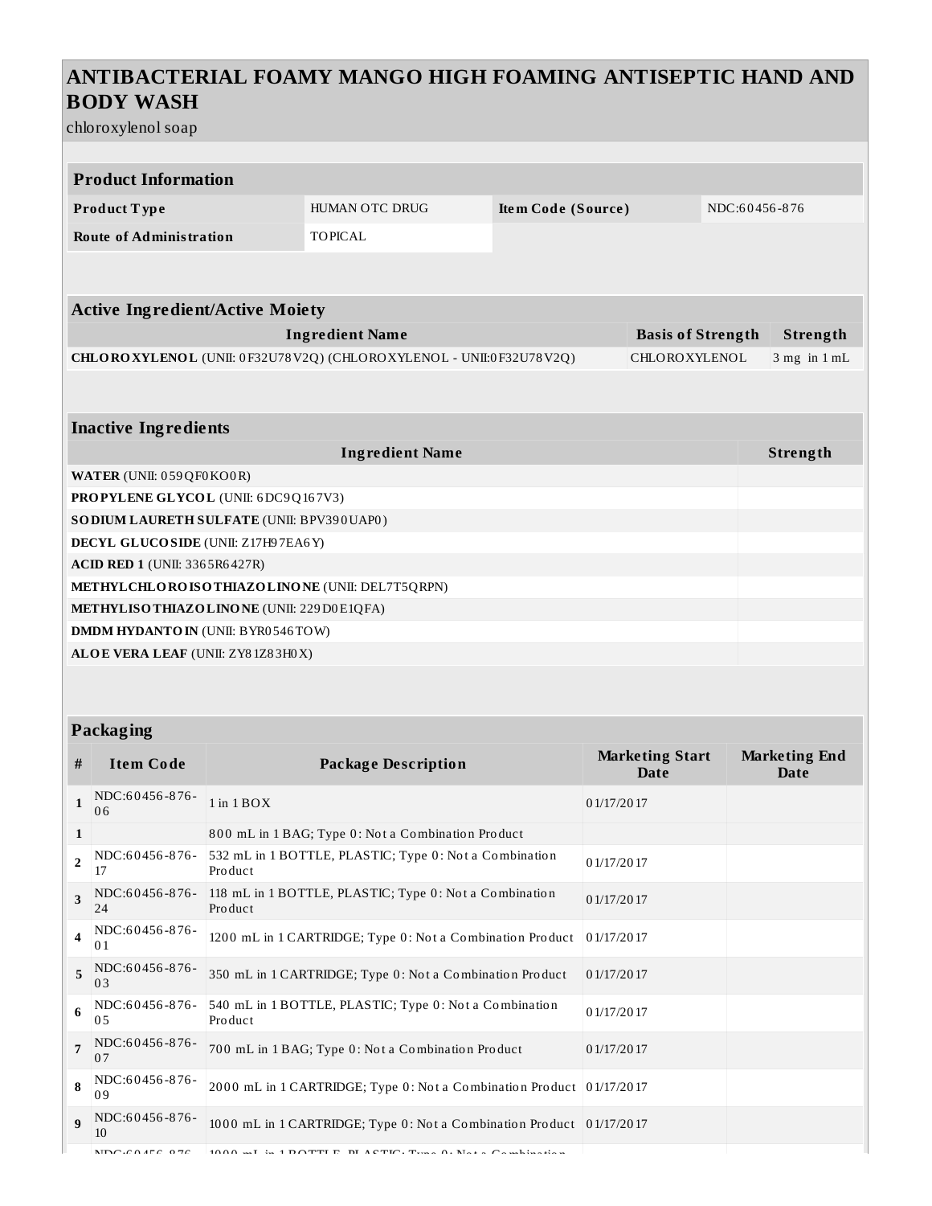# ANTIBACTERIAL FOAMY MANGO HIGH FOAMING ANTISEPTIC HAND AND BODY WASH

chloroxylenol soap

| Product Information | | | |
|---|---|---|---|
| **Product Type** | HUMAN OTC DRUG | **Item Code (Source)** | NDC:60456-876 |
| **Route of Administration** | TOPICAL | | |

| Active Ingredient/Active Moiety | | |
|---|---|---|
| **Ingredient Name** | **Basis of Strength** | **Strength** |
| **CHLOROXYLENOL** (UNII: 0F32U78V2Q) (CHLOROXYLENOL - UNII:0F32U78V2Q) | CHLOROXYLENOL | 3 mg in 1 mL |

| Inactive Ingredients | |
|---|---|
| **Ingredient Name** | **Strength** |
| **WATER** (UNII: 059QF0KO0R) | |
| **PROPYLENE GLYCOL** (UNII: 6DC9Q167V3) | |
| **SODIUM LAURETH SULFATE** (UNII: BPV390UAP0) | |
| **DECYL GLUCOSIDE** (UNII: Z17H97EA6Y) | |
| **ACID RED 1** (UNII: 3365R6427R) | |
| **METHYLCHLOROISOTHIAZOLINONE** (UNII: DEL7T5QRPN) | |
| **METHYLISOTHIAZOLINONE** (UNII: 229D0E1QFA) | |
| **DMDM HYDANTOIN** (UNII: BYR0546TOW) | |
| **ALOE VERA LEAF** (UNII: ZY81Z83H0X) | |

| Packaging | | | | |
|---|---|---|---|---|
| **#** | **Item Code** | **Package Description** | **Marketing Start Date** | **Marketing End Date** |
| **1** | NDC:60456-876-06 | 1 in 1 BOX | 01/17/2017 | |
| **1** | | 800 mL in 1 BAG; Type 0: Not a Combination Product | | |
| **2** | NDC:60456-876-17 | 532 mL in 1 BOTTLE, PLASTIC; Type 0: Not a Combination Product | 01/17/2017 | |
| **3** | NDC:60456-876-24 | 118 mL in 1 BOTTLE, PLASTIC; Type 0: Not a Combination Product | 01/17/2017 | |
| **4** | NDC:60456-876-01 | 1200 mL in 1 CARTRIDGE; Type 0: Not a Combination Product | 01/17/2017 | |
| **5** | NDC:60456-876-03 | 350 mL in 1 CARTRIDGE; Type 0: Not a Combination Product | 01/17/2017 | |
| **6** | NDC:60456-876-05 | 540 mL in 1 BOTTLE, PLASTIC; Type 0: Not a Combination Product | 01/17/2017 | |
| **7** | NDC:60456-876-07 | 700 mL in 1 BAG; Type 0: Not a Combination Product | 01/17/2017 | |
| **8** | NDC:60456-876-09 | 2000 mL in 1 CARTRIDGE; Type 0: Not a Combination Product | 01/17/2017 | |
| **9** | NDC:60456-876-10 | 1000 mL in 1 CARTRIDGE; Type 0: Not a Combination Product | 01/17/2017 | |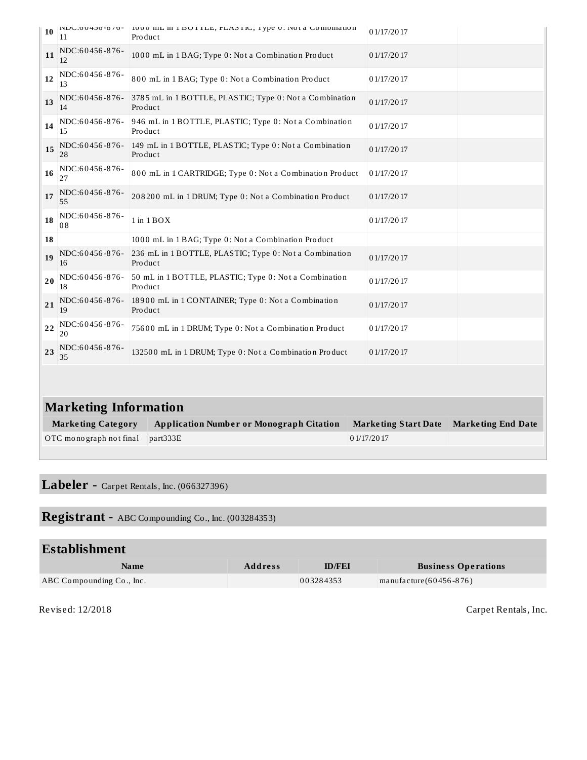| | | | | |
|---|---|---|---|---|
| 10 | NDC:60456-876-11 | 1000 mL in 1 BOTTLE, PLASTIC; Type 0: Not a Combination Product | 01/17/2017 | |
| 11 | NDC:60456-876-12 | 1000 mL in 1 BAG; Type 0: Not a Combination Product | 01/17/2017 | |
| 12 | NDC:60456-876-13 | 800 mL in 1 BAG; Type 0: Not a Combination Product | 01/17/2017 | |
| 13 | NDC:60456-876-14 | 3785 mL in 1 BOTTLE, PLASTIC; Type 0: Not a Combination Product | 01/17/2017 | |
| 14 | NDC:60456-876-15 | 946 mL in 1 BOTTLE, PLASTIC; Type 0: Not a Combination Product | 01/17/2017 | |
| 15 | NDC:60456-876-28 | 149 mL in 1 BOTTLE, PLASTIC; Type 0: Not a Combination Product | 01/17/2017 | |
| 16 | NDC:60456-876-27 | 800 mL in 1 CARTRIDGE; Type 0: Not a Combination Product | 01/17/2017 | |
| 17 | NDC:60456-876-55 | 208200 mL in 1 DRUM; Type 0: Not a Combination Product | 01/17/2017 | |
| 18 | NDC:60456-876-08 | 1 in 1 BOX | 01/17/2017 | |
| 18 | | 1000 mL in 1 BAG; Type 0: Not a Combination Product | | |
| 19 | NDC:60456-876-16 | 236 mL in 1 BOTTLE, PLASTIC; Type 0: Not a Combination Product | 01/17/2017 | |
| 20 | NDC:60456-876-18 | 50 mL in 1 BOTTLE, PLASTIC; Type 0: Not a Combination Product | 01/17/2017 | |
| 21 | NDC:60456-876-19 | 18900 mL in 1 CONTAINER; Type 0: Not a Combination Product | 01/17/2017 | |
| 22 | NDC:60456-876-20 | 75600 mL in 1 DRUM; Type 0: Not a Combination Product | 01/17/2017 | |
| 23 | NDC:60456-876-35 | 132500 mL in 1 DRUM; Type 0: Not a Combination Product | 01/17/2017 | |

## Marketing Information

| Marketing Category | Application Number or Monograph Citation | Marketing Start Date | Marketing End Date |
|---|---|---|---|
| OTC monograph not final | part333E | 01/17/2017 | |

## Labeler - Carpet Rentals, Inc. (066327396)

## Registrant - ABC Compounding Co., Inc. (003284353)

## Establishment

| Name | Address | ID/FEI | Business Operations |
|---|---|---|---|
| ABC Compounding Co., Inc. | | 003284353 | manufacture(60456-876) |

Revised: 12/2018

Carpet Rentals, Inc.